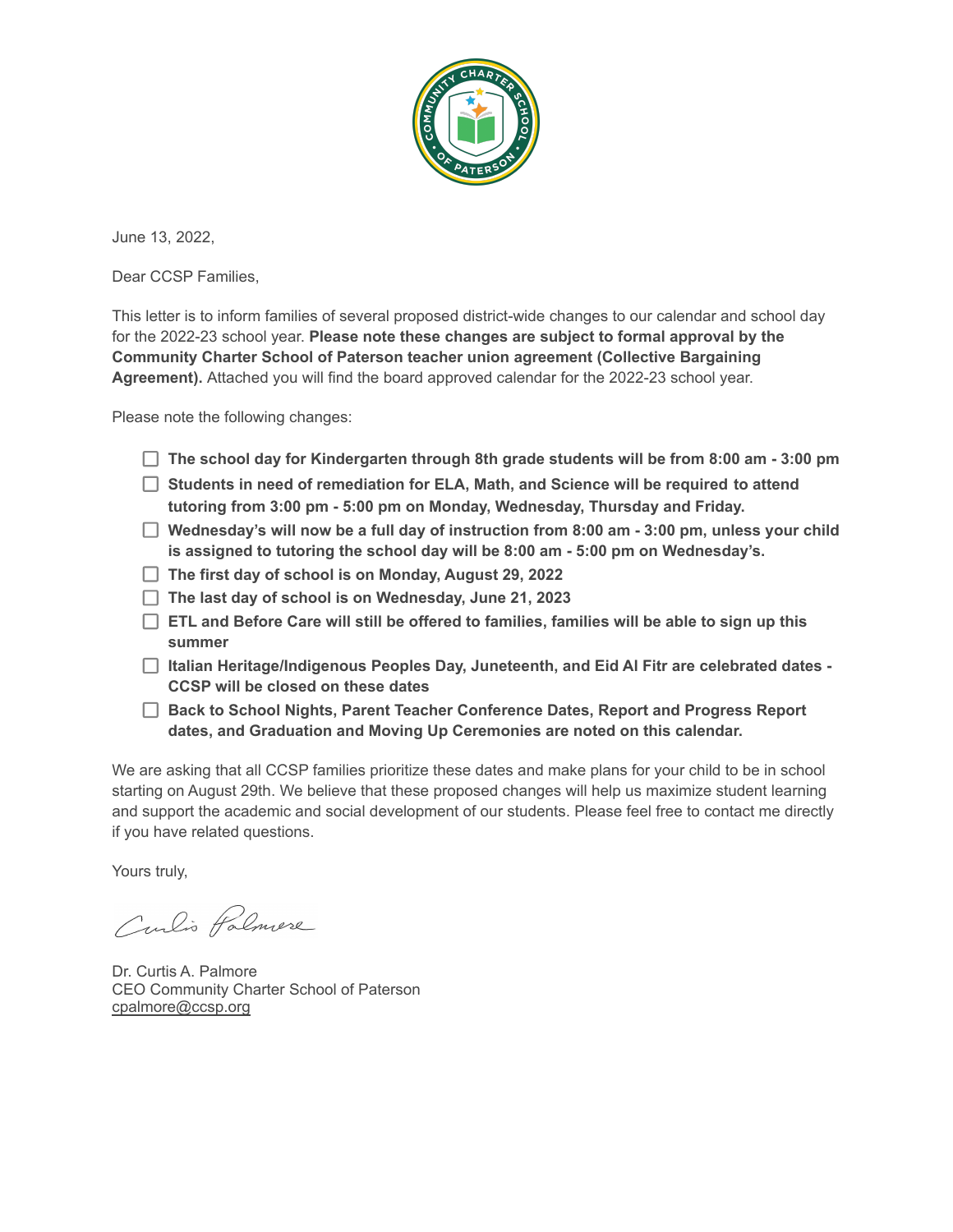June 13, 2022,

Dear CCSP Families,

This letter is to inform families of several proposed district-wide changes to our calendar and school day for the 2022-23 school year. **Please note these changes are subject to formal approval by the Community Charter School of Paterson teacher union agreement (Collective Bargaining Agreement).** Attached you will find the board approved calendar for the 2022-23 school year.

Please note the following changes:

- [ ] **The school day for Kindergarten through 8th grade students will be from 8:00 am - 3:00 pm**
- [ ] **Students in need of remediation for ELA, Math, and Science will be required to attend tutoring from 3:00 pm - 5:00 pm on Monday, Wednesday, Thursday and Friday.**
- [ ] **Wednesday's will now be a full day of instruction from 8:00 am - 3:00 pm, unless your child is assigned to tutoring the school day will be 8:00 am - 5:00 pm on Wednesday's.**
- [ ] **The first day of school is on Monday, August 29, 2022**
- [ ] **The last day of school is on Wednesday, June 21, 2023**
- [ ] **ETL and Before Care will still be offered to families, families will be able to sign up this summer**
- [ ] **Italian Heritage/Indigenous Peoples Day, Juneteenth, and Eid Al Fitr are celebrated dates - CCSP will be closed on these dates**
- [ ] **Back to School Nights, Parent Teacher Conference Dates, Report and Progress Report dates, and Graduation and Moving Up Ceremonies are noted on this calendar.**

We are asking that all CCSP families prioritize these dates and make plans for your child to be in school starting on August 29th. We believe that these proposed changes will help us maximize student learning and support the academic and social development of our students. Please feel free to contact me directly if you have related questions.

Yours truly,

Dr. Curtis A. Palmore
CEO Community Charter School of Paterson
cpalmore@ccsp.org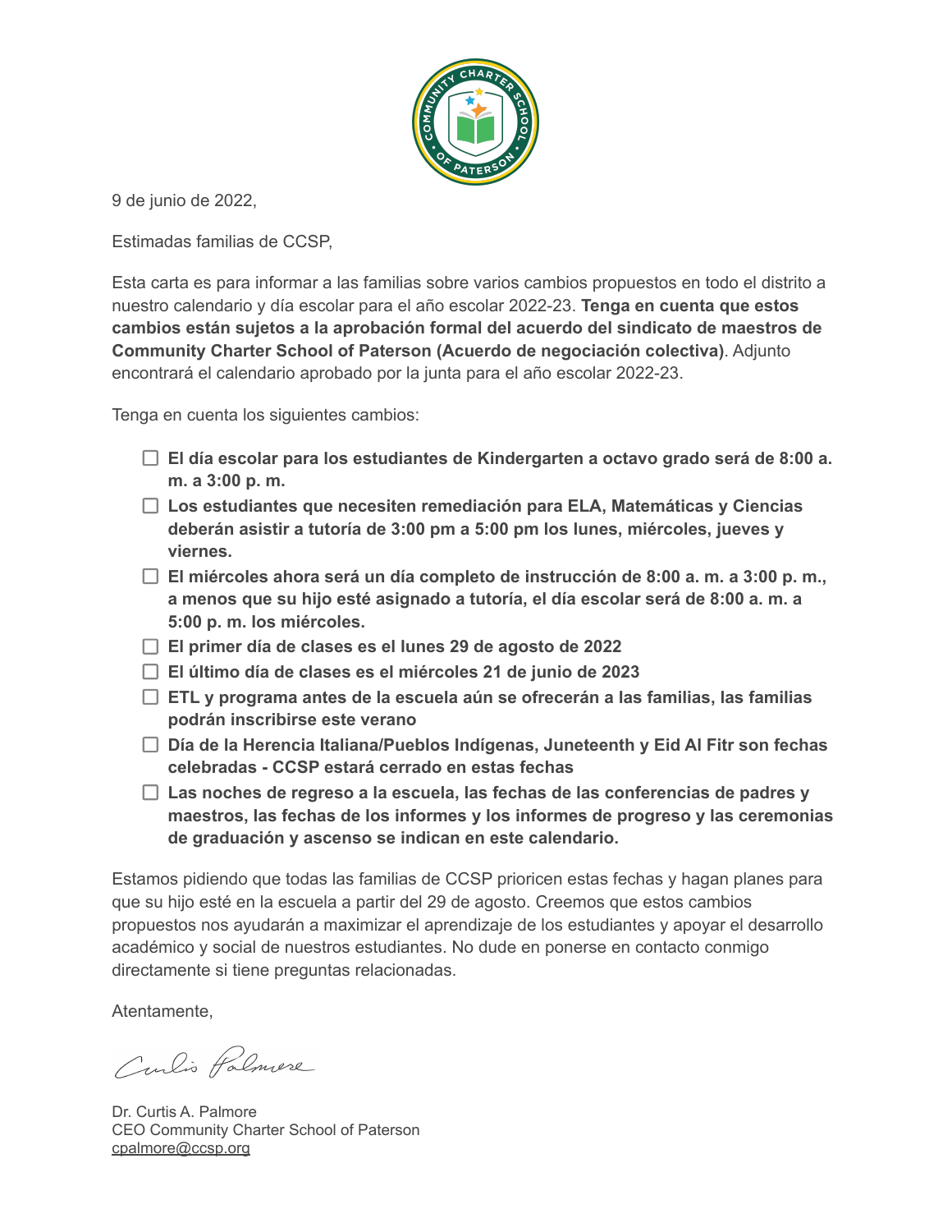9 de junio de 2022,

Estimadas familias de CCSP,

Esta carta es para informar a las familias sobre varios cambios propuestos en todo el distrito a nuestro calendario y día escolar para el año escolar 2022-23. **Tenga en cuenta que estos cambios están sujetos a la aprobación formal del acuerdo del sindicato de maestros de Community Charter School of Paterson (Acuerdo de negociación colectiva)**. Adjunto encontrará el calendario aprobado por la junta para el año escolar 2022-23.

Tenga en cuenta los siguientes cambios:

- [ ] **El día escolar para los estudiantes de Kindergarten a octavo grado será de 8:00 a. m. a 3:00 p. m.**
- [ ] **Los estudiantes que necesiten remediación para ELA, Matemáticas y Ciencias deberán asistir a tutoría de 3:00 pm a 5:00 pm los lunes, miércoles, jueves y viernes.**
- [ ] **El miércoles ahora será un día completo de instrucción de 8:00 a. m. a 3:00 p. m., a menos que su hijo esté asignado a tutoría, el día escolar será de 8:00 a. m. a 5:00 p. m. los miércoles.**
- [ ] **El primer día de clases es el lunes 29 de agosto de 2022**
- [ ] **El último día de clases es el miércoles 21 de junio de 2023**
- [ ] **ETL y programa antes de la escuela aún se ofrecerán a las familias, las familias podrán inscribirse este verano**
- [ ] **Día de la Herencia Italiana/Pueblos Indígenas, Juneteenth y Eid Al Fitr son fechas celebradas - CCSP estará cerrado en estas fechas**
- [ ] **Las noches de regreso a la escuela, las fechas de las conferencias de padres y maestros, las fechas de los informes y los informes de progreso y las ceremonias de graduación y ascenso se indican en este calendario.**

Estamos pidiendo que todas las familias de CCSP prioricen estas fechas y hagan planes para que su hijo esté en la escuela a partir del 29 de agosto. Creemos que estos cambios propuestos nos ayudarán a maximizar el aprendizaje de los estudiantes y apoyar el desarrollo académico y social de nuestros estudiantes. No dude en ponerse en contacto conmigo directamente si tiene preguntas relacionadas.

Atentamente,

Dr. Curtis A. Palmore
CEO Community Charter School of Paterson
cpalmore@ccsp.org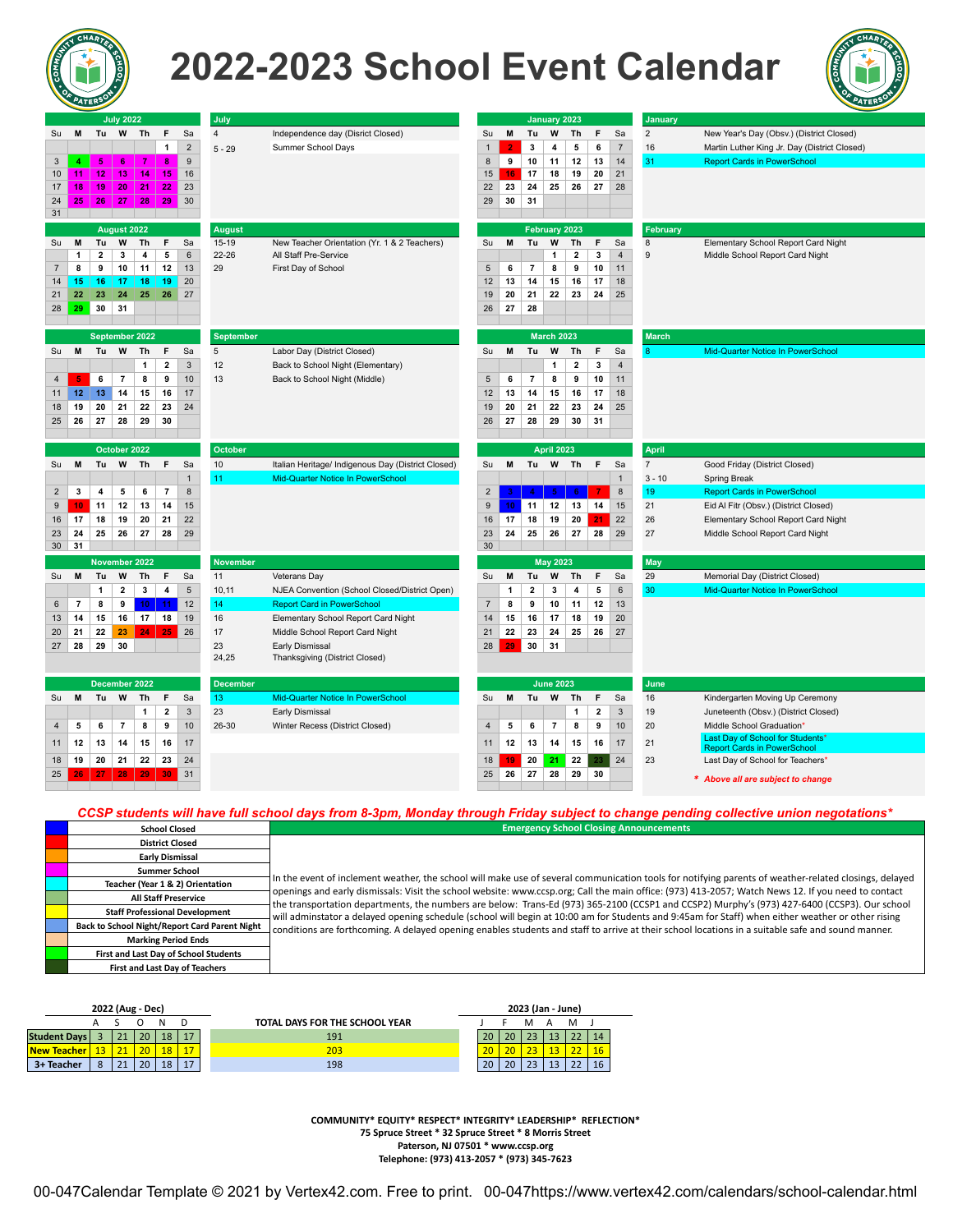# 2022-2023 School Event Calendar

| July 2022 | | | | | | |
|---|---|---|---|---|---|---|
| Su | M | Tu | W | Th | F | Sa |
| | | | | | 1 | 2 |
| 3 | 4 | 5 | 6 | 7 | 8 | 9 |
| 10 | 11 | 12 | 13 | 14 | 15 | 16 |
| 17 | 18 | 19 | 20 | 21 | 22 | 23 |
| 24 | 25 | 26 | 27 | 28 | 29 | 30 |
| 31 | | | | | | |

**July**

| | |
|---|---|
| 4 | Independence day (District Closed) |
| 5 - 29 | Summer School Days |

| August 2022 | | | | | | |
|---|---|---|---|---|---|---|
| Su | M | Tu | W | Th | F | Sa |
| | 1 | 2 | 3 | 4 | 5 | 6 |
| 7 | 8 | 9 | 10 | 11 | 12 | 13 |
| 14 | 15 | 16 | 17 | 18 | 19 | 20 |
| 21 | 22 | 23 | 24 | 25 | 26 | 27 |
| 28 | 29 | 30 | 31 | | | |

**August**

| | |
|---|---|
| 15-19 | New Teacher Orientation (Yr. 1 & 2 Teachers) |
| 22-26 | All Staff Pre-Service |
| 29 | First Day of School |

| September 2022 | | | | | | |
|---|---|---|---|---|---|---|
| Su | M | Tu | W | Th | F | Sa |
| | | | | 1 | 2 | 3 |
| 4 | 5 | 6 | 7 | 8 | 9 | 10 |
| 11 | 12 | 13 | 14 | 15 | 16 | 17 |
| 18 | 19 | 20 | 21 | 22 | 23 | 24 |
| 25 | 26 | 27 | 28 | 29 | 30 | |

**September**

| | |
|---|---|
| 5 | Labor Day (District Closed) |
| 12 | Back to School Night (Elementary) |
| 13 | Back to School Night (Middle) |

| October 2022 | | | | | | |
|---|---|---|---|---|---|---|
| Su | M | Tu | W | Th | F | Sa |
| | | | | | | 1 |
| 2 | 3 | 4 | 5 | 6 | 7 | 8 |
| 9 | 10 | 11 | 12 | 13 | 14 | 15 |
| 16 | 17 | 18 | 19 | 20 | 21 | 22 |
| 23 | 24 | 25 | 26 | 27 | 28 | 29 |
| 30 | 31 | | | | | |

**October**

| | |
|---|---|
| 10 | Italian Heritage/ Indigenous Day (District Closed) |
| 11 | Mid-Quarter Notice In PowerSchool |

| November 2022 | | | | | | |
|---|---|---|---|---|---|---|
| Su | M | Tu | W | Th | F | Sa |
| | | 1 | 2 | 3 | 4 | 5 |
| 6 | 7 | 8 | 9 | 10 | 11 | 12 |
| 13 | 14 | 15 | 16 | 17 | 18 | 19 |
| 20 | 21 | 22 | 23 | 24 | 25 | 26 |
| 27 | 28 | 29 | 30 | | | |

**November**

| | |
|---|---|
| 11 | Veterans Day |
| 10,11 | NJEA Convention (School Closed/District Open) |
| 14 | Report Card in PowerSchool |
| 16 | Elementary School Report Card Night |
| 17 | Middle School Report Card Night |
| 23 | Early Dismissal |
| 24,25 | Thanksgiving (District Closed) |

| December 2022 | | | | | | |
|---|---|---|---|---|---|---|
| Su | M | Tu | W | Th | F | Sa |
| | | | | 1 | 2 | 3 |
| 4 | 5 | 6 | 7 | 8 | 9 | 10 |
| 11 | 12 | 13 | 14 | 15 | 16 | 17 |
| 18 | 19 | 20 | 21 | 22 | 23 | 24 |
| 25 | 26 | 27 | 28 | 29 | 30 | 31 |

**December**

| | |
|---|---|
| 13 | Mid-Quarter Notice In PowerSchool |
| 23 | Early Dismissal |
| 26-30 | Winter Recess (District Closed) |

| January 2023 | | | | | | |
|---|---|---|---|---|---|---|
| Su | M | Tu | W | Th | F | Sa |
| 1 | 2 | 3 | 4 | 5 | 6 | 7 |
| 8 | 9 | 10 | 11 | 12 | 13 | 14 |
| 15 | 16 | 17 | 18 | 19 | 20 | 21 |
| 22 | 23 | 24 | 25 | 26 | 27 | 28 |
| 29 | 30 | 31 | | | | |

**January**

| | |
|---|---|
| 2 | New Year's Day (Obsv.) (District Closed) |
| 16 | Martin Luther King Jr. Day (District Closed) |
| 31 | Report Cards in PowerSchool |

| February 2023 | | | | | | |
|---|---|---|---|---|---|---|
| Su | M | Tu | W | Th | F | Sa |
| | | | 1 | 2 | 3 | 4 |
| 5 | 6 | 7 | 8 | 9 | 10 | 11 |
| 12 | 13 | 14 | 15 | 16 | 17 | 18 |
| 19 | 20 | 21 | 22 | 23 | 24 | 25 |
| 26 | 27 | 28 | | | | |

**February**

| | |
|---|---|
| 8 | Elementary School Report Card Night |
| 9 | Middle School Report Card Night |

| March 2023 | | | | | | |
|---|---|---|---|---|---|---|
| Su | M | Tu | W | Th | F | Sa |
| | | | 1 | 2 | 3 | 4 |
| 5 | 6 | 7 | 8 | 9 | 10 | 11 |
| 12 | 13 | 14 | 15 | 16 | 17 | 18 |
| 19 | 20 | 21 | 22 | 23 | 24 | 25 |
| 26 | 27 | 28 | 29 | 30 | 31 | |

**March**

| | |
|---|---|
| 8 | Mid-Quarter Notice In PowerSchool |

| April 2023 | | | | | | |
|---|---|---|---|---|---|---|
| Su | M | Tu | W | Th | F | Sa |
| | | | | | | 1 |
| 2 | 3 | 4 | 5 | 6 | 7 | 8 |
| 9 | 10 | 11 | 12 | 13 | 14 | 15 |
| 16 | 17 | 18 | 19 | 20 | 21 | 22 |
| 23 | 24 | 25 | 26 | 27 | 28 | 29 |
| 30 | | | | | | |

**April**

| | |
|---|---|
| 7 | Good Friday (District Closed) |
| 3 - 10 | Spring Break |
| 19 | Report Cards in PowerSchool |
| 21 | Eid Al Fitr (Obsv.) (District Closed) |
| 26 | Elementary School Report Card Night |
| 27 | Middle School Report Card Night |

| May 2023 | | | | | | |
|---|---|---|---|---|---|---|
| Su | M | Tu | W | Th | F | Sa |
| | 1 | 2 | 3 | 4 | 5 | 6 |
| 7 | 8 | 9 | 10 | 11 | 12 | 13 |
| 14 | 15 | 16 | 17 | 18 | 19 | 20 |
| 21 | 22 | 23 | 24 | 25 | 26 | 27 |
| 28 | 29 | 30 | 31 | | | |

**May**

| | |
|---|---|
| 29 | Memorial Day (District Closed) |
| 30 | Mid-Quarter Notice In PowerSchool |

| June 2023 | | | | | | |
|---|---|---|---|---|---|---|
| Su | M | Tu | W | Th | F | Sa |
| | | | | 1 | 2 | 3 |
| 4 | 5 | 6 | 7 | 8 | 9 | 10 |
| 11 | 12 | 13 | 14 | 15 | 16 | 17 |
| 18 | 19 | 20 | 21 | 22 | 23 | 24 |
| 25 | 26 | 27 | 28 | 29 | 30 | |

**June**

| | |
|---|---|
| 16 | Kindergarten Moving Up Ceremony |
| 19 | Juneteenth (Obsv.) (District Closed) |
| 20 | Middle School Graduation* |
| 21 | Last Day of School for Students* Report Cards in PowerSchool |
| 23 | Last Day of School for Teachers* |

*\* Above all are subject to change*

***CCSP students will have full school days from 8-3pm, Monday through Friday subject to change pending collective union negotations\****

**Legend**

- School Closed
- District Closed
- Early Dismissal
- Summer School
- Teacher (Year 1 & 2) Orientation
- All Staff Preservice
- Staff Professional Development
- Back to School Night/Report Card Parent Night
- Marking Period Ends
- First and Last Day of School Students
- First and Last Day of Teachers

**Emergency School Closing Announcements**

In the event of inclement weather, the school will make use of several communication tools for notifying parents of weather-related closings, delayed openings and early dismissals: Visit the school website: www.ccsp.org; Call the main office: (973) 413-2057; Watch News 12. If you need to contact the transportation departments, the numbers are below: Trans-Ed (973) 365-2100 (CCSP1 and CCSP2) Murphy's (973) 427-6400 (CCSP3). Our school will adminstator a delayed opening schedule (school will begin at 10:00 am for Students and 9:45am for Staff) when either weather or other rising conditions are forthcoming. A delayed opening enables students and staff to arrive at their school locations in a suitable safe and sound manner.

| | 2022 (Aug - Dec) | | | | | TOTAL DAYS FOR THE SCHOOL YEAR | 2023 (Jan - June) | | | | | |
|---|---|---|---|---|---|---|---|---|---|---|---|---|
| | A | S | O | N | D | | J | F | M | A | M | J |
| Student Days | 3 | 21 | 20 | 18 | 17 | 191 | 20 | 20 | 23 | 13 | 22 | 14 |
| New Teacher | 13 | 21 | 20 | 18 | 17 | 203 | 20 | 20 | 23 | 13 | 22 | 16 |
| 3+ Teacher | 8 | 21 | 20 | 18 | 17 | 198 | 20 | 20 | 23 | 13 | 22 | 16 |

**COMMUNITY\* EQUITY\* RESPECT\* INTEGRITY\* LEADERSHIP\* REFLECTION\***
**75 Spruce Street \* 32 Spruce Street \* 8 Morris Street**
**Paterson, NJ 07501 \* www.ccsp.org**
**Telephone: (973) 413-2057 \* (973) 345-7623**

00-047Calendar Template © 2021 by Vertex42.com. Free to print. 00-047https://www.vertex42.com/calendars/school-calendar.html